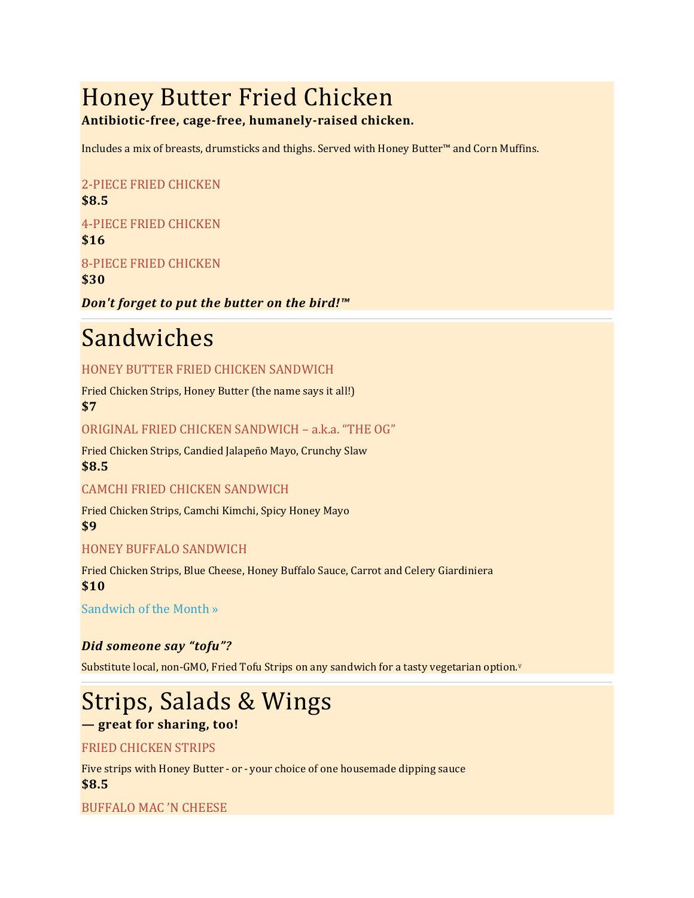# Honey Butter Fried Chicken

**Antibiotic-free, cage-free, humanely-raised chicken.**

Includes a mix of breasts, drumsticks and thighs. Served with Honey Butter™ and Corn Muffins.

2-PIECE FRIED CHICKEN
**$8.5**

4-PIECE FRIED CHICKEN
**$16**

8-PIECE FRIED CHICKEN
**$30**

***Don't forget to put the butter on the bird!™***

---

# Sandwiches

HONEY BUTTER FRIED CHICKEN SANDWICH

Fried Chicken Strips, Honey Butter (the name says it all!)
**$7**

ORIGINAL FRIED CHICKEN SANDWICH – a.k.a. "THE OG"

Fried Chicken Strips, Candied Jalapeño Mayo, Crunchy Slaw
**$8.5**

CAMCHI FRIED CHICKEN SANDWICH

Fried Chicken Strips, Camchi Kimchi, Spicy Honey Mayo
**$9**

HONEY BUFFALO SANDWICH

Fried Chicken Strips, Blue Cheese, Honey Buffalo Sauce, Carrot and Celery Giardiniera
**$10**

Sandwich of the Month »

***Did someone say "tofu"?***

Substitute local, non-GMO, Fried Tofu Strips on any sandwich for a tasty vegetarian option.[V]

---

# Strips, Salads & Wings

**— great for sharing, too!**

FRIED CHICKEN STRIPS

Five strips with Honey Butter - or - your choice of one housemade dipping sauce
**$8.5**

BUFFALO MAC 'N CHEESE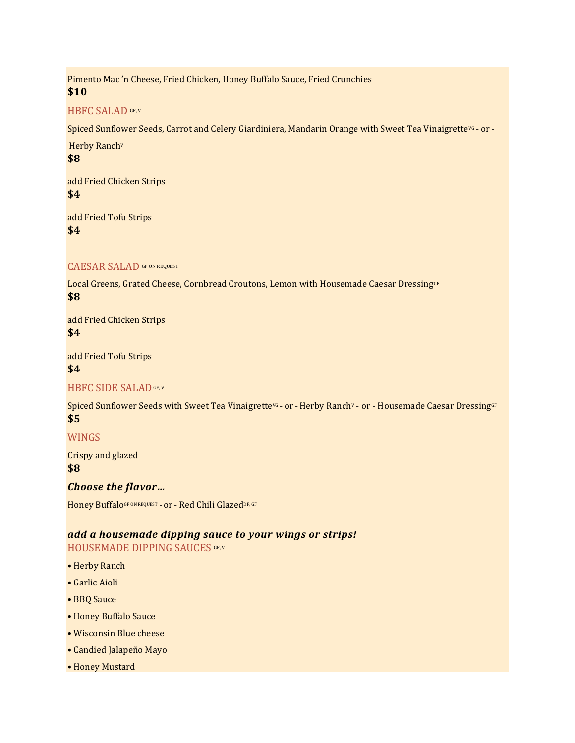Pimento Mac 'n Cheese, Fried Chicken, Honey Buffalo Sauce, Fried Crunchies

**$10**

## HBFC SALAD GF, V

Spiced Sunflower Seeds, Carrot and Celery Giardiniera, Mandarin Orange with Sweet Tea Vinaigrette VG - or - Herby Ranch V

**$8**

add Fried Chicken Strips

**$4**

add Fried Tofu Strips

**$4**

## CAESAR SALAD GF ON REQUEST

Local Greens, Grated Cheese, Cornbread Croutons, Lemon with Housemade Caesar Dressing GF

**$8**

add Fried Chicken Strips

**$4**

add Fried Tofu Strips

**$4**

## HBFC SIDE SALAD GF, V

Spiced Sunflower Seeds with Sweet Tea Vinaigrette VG - or - Herby Ranch V - or - Housemade Caesar Dressing GF

**$5**

## WINGS

Crispy and glazed

**$8**

***Choose the flavor…***

Honey Buffalo GF ON REQUEST - or - Red Chili Glazed DF, GF

***add a housemade dipping sauce to your wings or strips!***

## HOUSEMADE DIPPING SAUCES GF, V

- Herby Ranch
- Garlic Aioli
- BBQ Sauce
- Honey Buffalo Sauce
- Wisconsin Blue cheese
- Candied Jalapeño Mayo
- Honey Mustard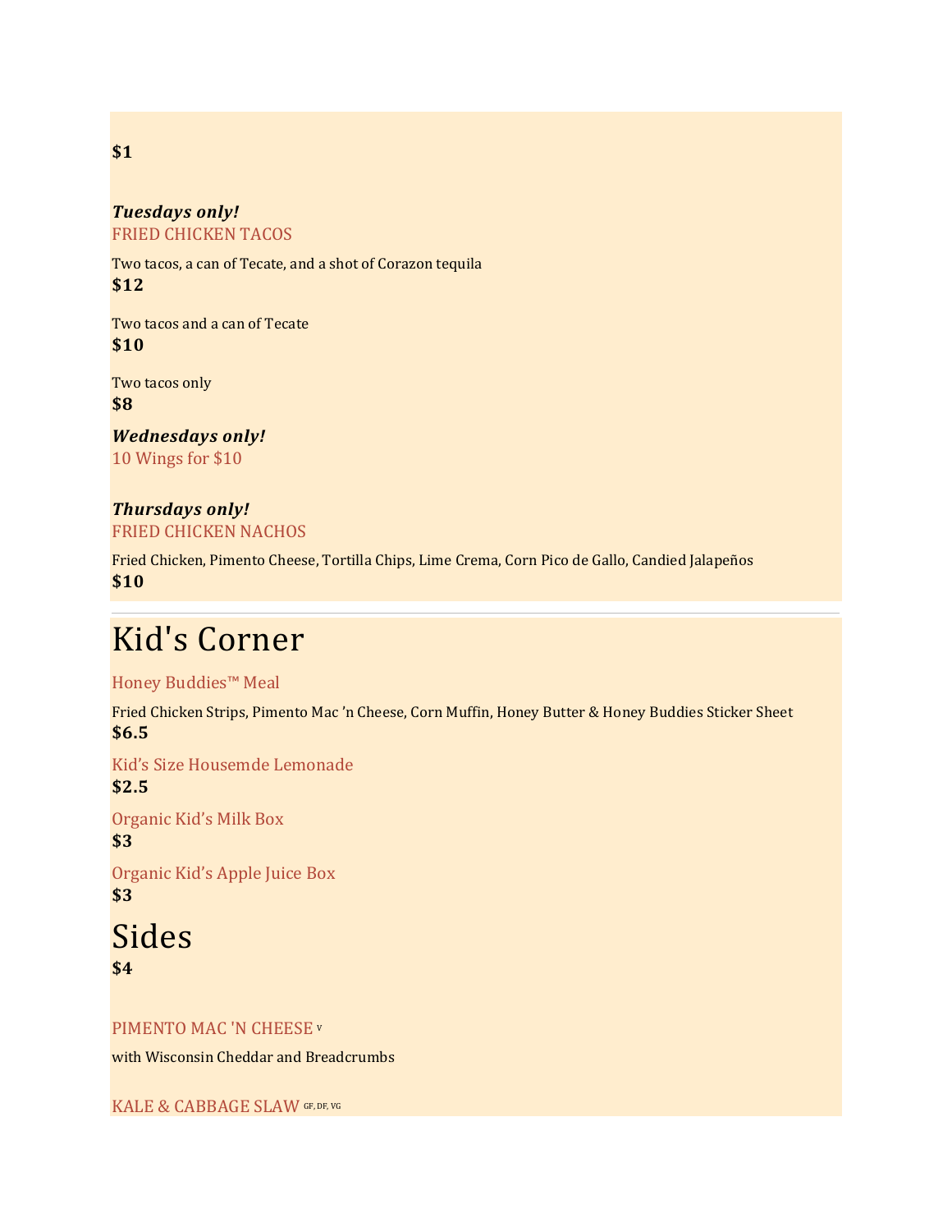**$1**

***Tuesdays only!***

FRIED CHICKEN TACOS

Two tacos, a can of Tecate, and a shot of Corazon tequila

**$12**

Two tacos and a can of Tecate

**$10**

Two tacos only

**$8**

***Wednesdays only!***

10 Wings for $10

***Thursdays only!***

FRIED CHICKEN NACHOS

Fried Chicken, Pimento Cheese, Tortilla Chips, Lime Crema, Corn Pico de Gallo, Candied Jalapeños

**$10**

---

# Kid's Corner

Honey Buddies™ Meal

Fried Chicken Strips, Pimento Mac 'n Cheese, Corn Muffin, Honey Butter & Honey Buddies Sticker Sheet

**$6.5**

Kid's Size Housemde Lemonade

**$2.5**

Organic Kid's Milk Box

**$3**

Organic Kid's Apple Juice Box

**$3**

# Sides

**$4**

PIMENTO MAC 'N CHEESE V

with Wisconsin Cheddar and Breadcrumbs

KALE & CABBAGE SLAW GF, DF, VG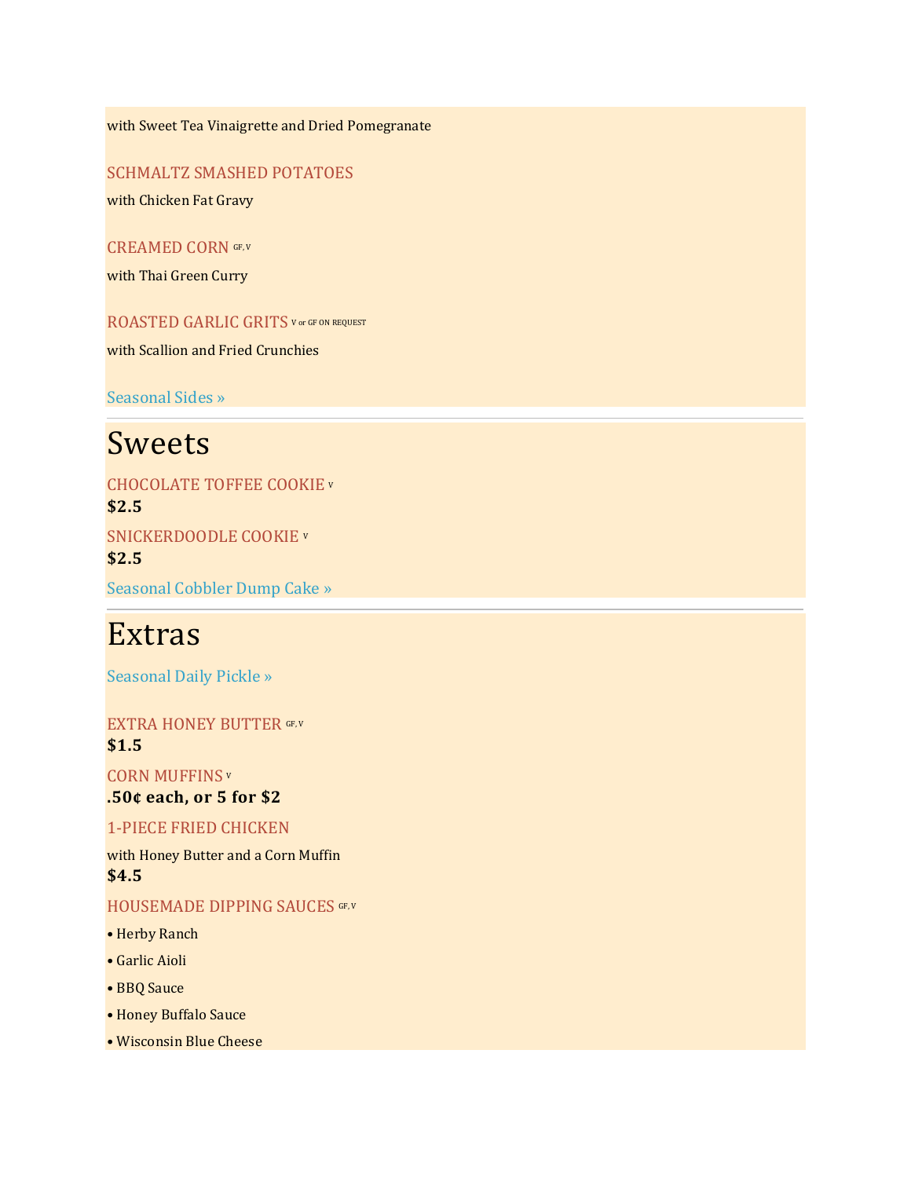with Sweet Tea Vinaigrette and Dried Pomegranate

### SCHMALTZ SMASHED POTATOES

with Chicken Fat Gravy

### CREAMED CORN GF, V

with Thai Green Curry

### ROASTED GARLIC GRITS V or GF ON REQUEST

with Scallion and Fried Crunchies

Seasonal Sides »

---

# Sweets

### CHOCOLATE TOFFEE COOKIE V

**$2.5**

### SNICKERDOODLE COOKIE V

**$2.5**

Seasonal Cobbler Dump Cake »

---

# Extras

Seasonal Daily Pickle »

### EXTRA HONEY BUTTER GF, V

**$1.5**

### CORN MUFFINS V

**.50¢ each, or 5 for $2**

### 1-PIECE FRIED CHICKEN

with Honey Butter and a Corn Muffin

**$4.5**

### HOUSEMADE DIPPING SAUCES GF, V

- Herby Ranch
- Garlic Aioli
- BBQ Sauce
- Honey Buffalo Sauce
- Wisconsin Blue Cheese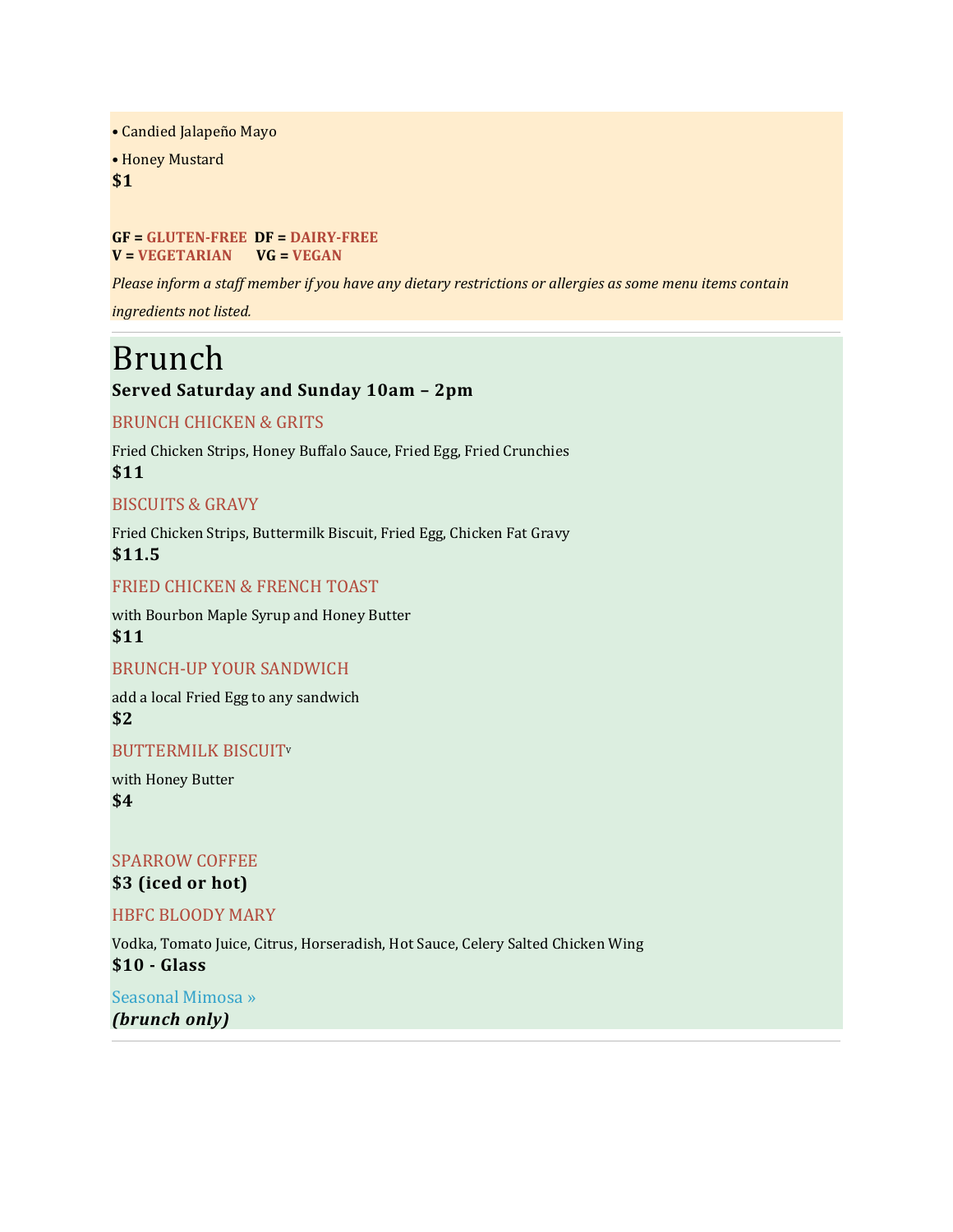• Candied Jalapeño Mayo

• Honey Mustard

**$1**

**GF = GLUTEN-FREE DF = DAIRY-FREE**
**V = VEGETARIAN VG = VEGAN**

*Please inform a staff member if you have any dietary restrictions or allergies as some menu items contain ingredients not listed.*

---

# Brunch

**Served Saturday and Sunday 10am – 2pm**

BRUNCH CHICKEN & GRITS

Fried Chicken Strips, Honey Buffalo Sauce, Fried Egg, Fried Crunchies

**$11**

BISCUITS & GRAVY

Fried Chicken Strips, Buttermilk Biscuit, Fried Egg, Chicken Fat Gravy

**$11.5**

FRIED CHICKEN & FRENCH TOAST

with Bourbon Maple Syrup and Honey Butter

**$11**

BRUNCH-UP YOUR SANDWICH

add a local Fried Egg to any sandwich

**$2**

BUTTERMILK BISCUIT V

with Honey Butter

**$4**

SPARROW COFFEE

**$3 (iced or hot)**

HBFC BLOODY MARY

Vodka, Tomato Juice, Citrus, Horseradish, Hot Sauce, Celery Salted Chicken Wing

**$10 - Glass**

Seasonal Mimosa »

***(brunch only)***

---